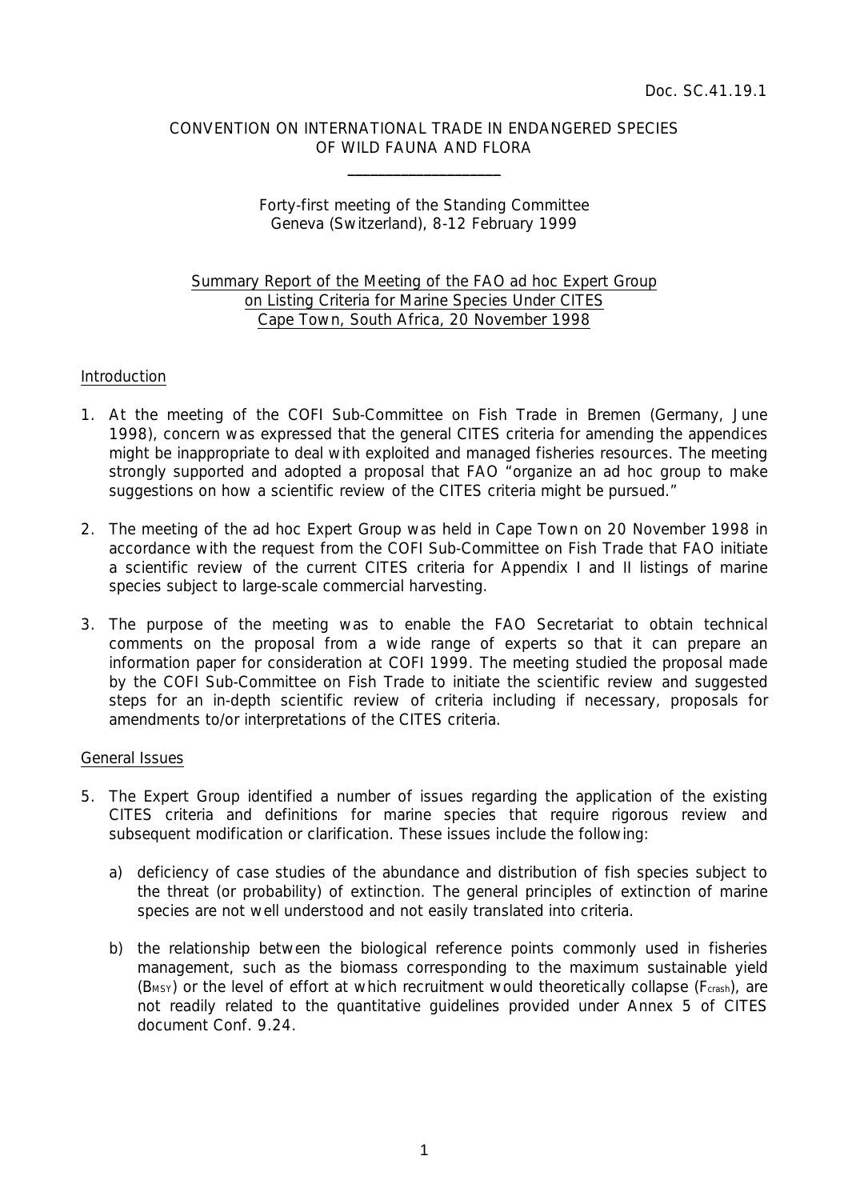Doc. SC.41.19.1

CONVENTION ON INTERNATIONAL TRADE IN ENDANGERED SPECIES OF WILD FAUNA AND FLORA

---

Forty-first meeting of the Standing Committee
Geneva (Switzerland), 8-12 February 1999

## Summary Report of the Meeting of the FAO ad hoc Expert Group on Listing Criteria for Marine Species Under CITES Cape Town, South Africa, 20 November 1998

### Introduction

1. At the meeting of the COFI Sub-Committee on Fish Trade in Bremen (Germany, June 1998), concern was expressed that the general CITES criteria for amending the appendices might be inappropriate to deal with exploited and managed fisheries resources. The meeting strongly supported and adopted a proposal that FAO "organize an ad hoc group to make suggestions on how a scientific review of the CITES criteria might be pursued."

2. The meeting of the ad hoc Expert Group was held in Cape Town on 20 November 1998 in accordance with the request from the COFI Sub-Committee on Fish Trade that FAO initiate a scientific review of the current CITES criteria for Appendix I and II listings of marine species subject to large-scale commercial harvesting.

3. The purpose of the meeting was to enable the FAO Secretariat to obtain technical comments on the proposal from a wide range of experts so that it can prepare an information paper for consideration at COFI 1999. The meeting studied the proposal made by the COFI Sub-Committee on Fish Trade to initiate the scientific review and suggested steps for an in-depth scientific review of criteria including if necessary, proposals for amendments to/or interpretations of the CITES criteria.

### General Issues

5. The Expert Group identified a number of issues regarding the application of the existing CITES criteria and definitions for marine species that require rigorous review and subsequent modification or clarification. These issues include the following:

   a) deficiency of case studies of the abundance and distribution of fish species subject to the threat (or probability) of extinction. The general principles of extinction of marine species are not well understood and not easily translated into criteria.

   b) the relationship between the biological reference points commonly used in fisheries management, such as the biomass corresponding to the maximum sustainable yield ($B_{MSY}$) or the level of effort at which recruitment would theoretically collapse ($F_{crash}$), are not readily related to the quantitative guidelines provided under Annex 5 of CITES document Conf. 9.24.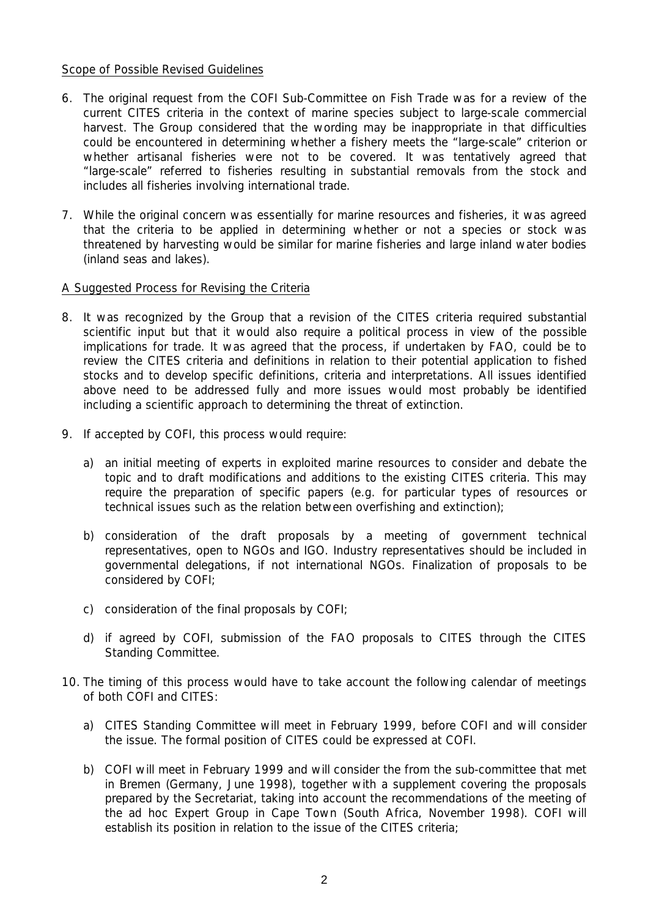Scope of Possible Revised Guidelines

6. The original request from the COFI Sub-Committee on Fish Trade was for a review of the current CITES criteria in the context of marine species subject to large-scale commercial harvest. The Group considered that the wording may be inappropriate in that difficulties could be encountered in determining whether a fishery meets the "large-scale" criterion or whether artisanal fisheries were not to be covered. It was tentatively agreed that "large-scale" referred to fisheries resulting in substantial removals from the stock and includes all fisheries involving international trade.

7. While the original concern was essentially for marine resources and fisheries, it was agreed that the criteria to be applied in determining whether or not a species or stock was threatened by harvesting would be similar for marine fisheries and large inland water bodies (inland seas and lakes).

A Suggested Process for Revising the Criteria

8. It was recognized by the Group that a revision of the CITES criteria required substantial scientific input but that it would also require a political process in view of the possible implications for trade. It was agreed that the process, if undertaken by FAO, could be to review the CITES criteria and definitions in relation to their potential application to fished stocks and to develop specific definitions, criteria and interpretations. All issues identified above need to be addressed fully and more issues would most probably be identified including a scientific approach to determining the threat of extinction.

9. If accepted by COFI, this process would require:

   a) an initial meeting of experts in exploited marine resources to consider and debate the topic and to draft modifications and additions to the existing CITES criteria. This may require the preparation of specific papers (e.g. for particular types of resources or technical issues such as the relation between overfishing and extinction);

   b) consideration of the draft proposals by a meeting of government technical representatives, open to NGOs and IGO. Industry representatives should be included in governmental delegations, if not international NGOs. Finalization of proposals to be considered by COFI;

   c) consideration of the final proposals by COFI;

   d) if agreed by COFI, submission of the FAO proposals to CITES through the CITES Standing Committee.

10. The timing of this process would have to take account the following calendar of meetings of both COFI and CITES:

    a) CITES Standing Committee will meet in February 1999, before COFI and will consider the issue. The formal position of CITES could be expressed at COFI.

    b) COFI will meet in February 1999 and will consider the from the sub-committee that met in Bremen (Germany, June 1998), together with a supplement covering the proposals prepared by the Secretariat, taking into account the recommendations of the meeting of the ad hoc Expert Group in Cape Town (South Africa, November 1998). COFI will establish its position in relation to the issue of the CITES criteria;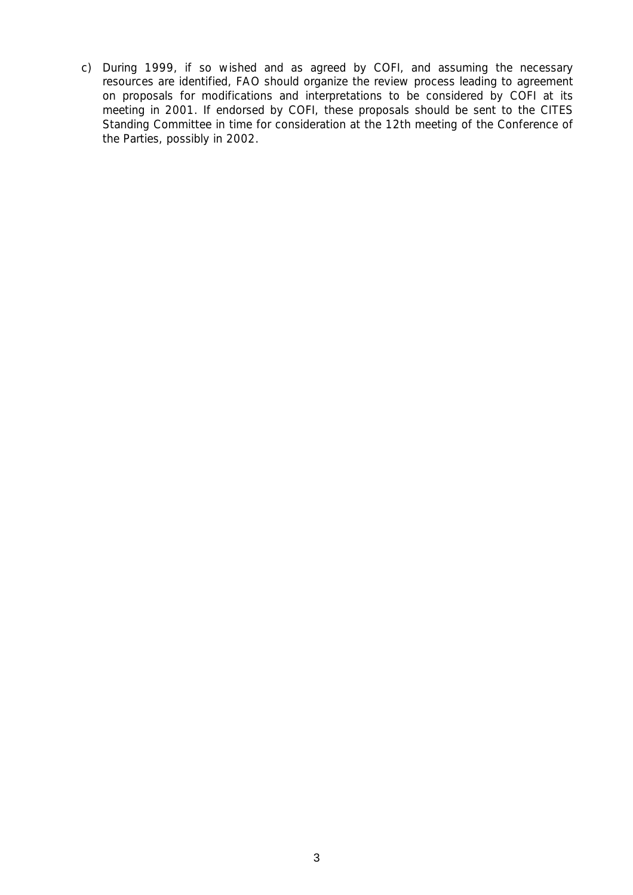c) During 1999, if so wished and as agreed by COFI, and assuming the necessary resources are identified, FAO should organize the review process leading to agreement on proposals for modifications and interpretations to be considered by COFI at its meeting in 2001. If endorsed by COFI, these proposals should be sent to the CITES Standing Committee in time for consideration at the 12th meeting of the Conference of the Parties, possibly in 2002.